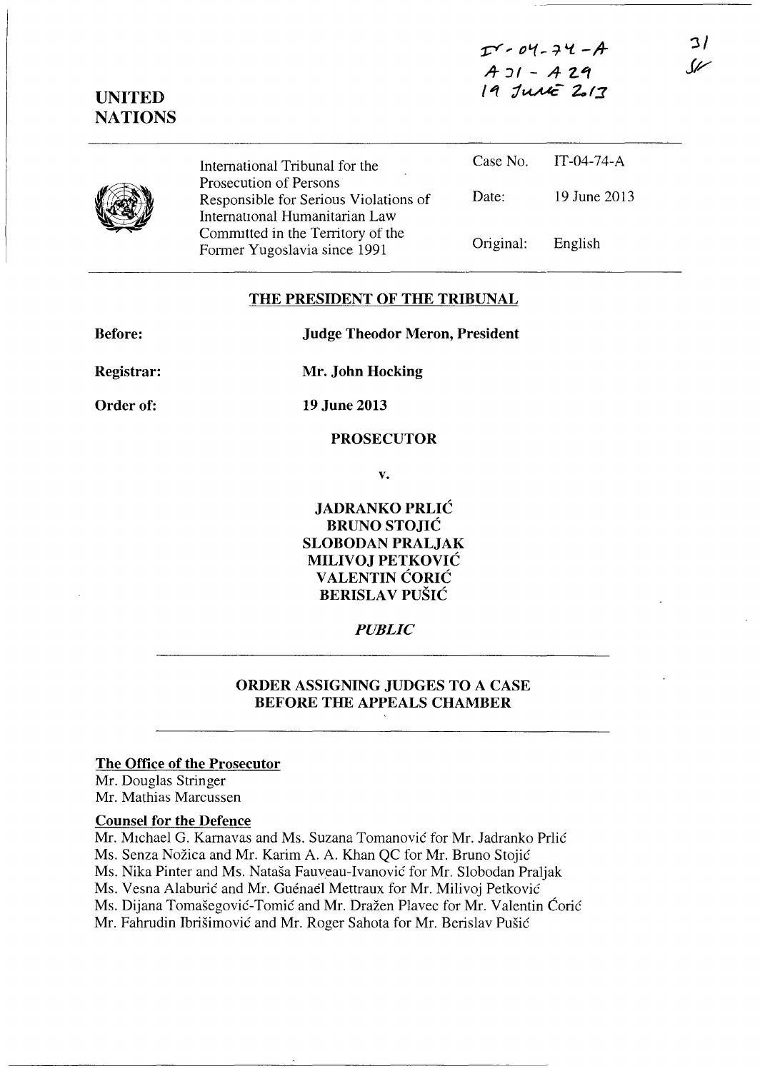IT-04-74-A
A 31 - A 29
19 June 2013

31
SF

**UNITED NATIONS**

| International Tribunal for the Prosecution of Persons Responsible for Serious Violations of International Humanitarian Law Committed in the Territory of the Former Yugoslavia since 1991 | Case No. | IT-04-74-A |
|---|---|---|
| | Date: | 19 June 2013 |
| | Original: | English |

## THE PRESIDENT OF THE TRIBUNAL

**Before:** **Judge Theodor Meron, President**

**Registrar:** **Mr. John Hocking**

**Order of:** **19 June 2013**

**PROSECUTOR**

**v.**

**JADRANKO PRLIĆ**
**BRUNO STOJIĆ**
**SLOBODAN PRALJAK**
**MILIVOJ PETKOVIĆ**
**VALENTIN ĆORIĆ**
**BERISLAV PUŠIĆ**

***PUBLIC***

## ORDER ASSIGNING JUDGES TO A CASE BEFORE THE APPEALS CHAMBER

**The Office of the Prosecutor**

Mr. Douglas Stringer
Mr. Mathias Marcussen

**Counsel for the Defence**

Mr. Michael G. Karnavas and Ms. Suzana Tomanović for Mr. Jadranko Prlić
Ms. Senza Nožica and Mr. Karim A. A. Khan QC for Mr. Bruno Stojić
Ms. Nika Pinter and Ms. Nataša Fauveau-Ivanović for Mr. Slobodan Praljak
Ms. Vesna Alaburić and Mr. Guénaël Mettraux for Mr. Milivoj Petković
Ms. Dijana Tomašegović-Tomić and Mr. Dražen Plavec for Mr. Valentin Ćorić
Mr. Fahrudin Ibrišimović and Mr. Roger Sahota for Mr. Berislav Pušić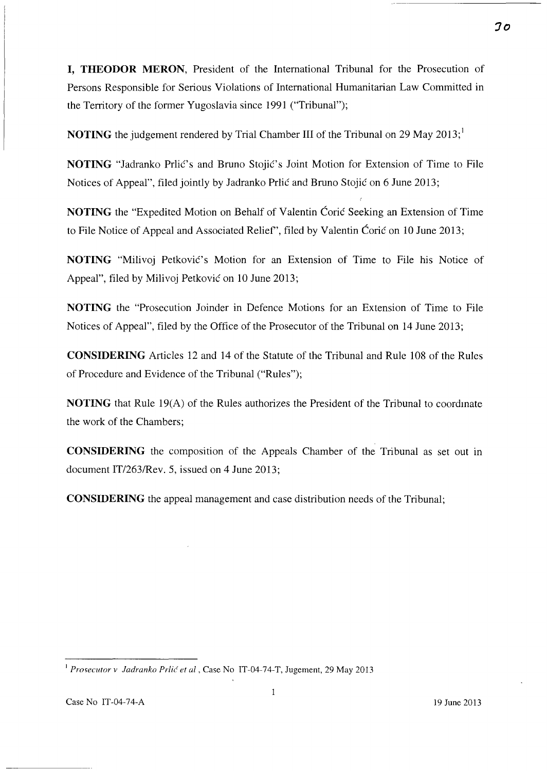**I, THEODOR MERON**, President of the International Tribunal for the Prosecution of Persons Responsible for Serious Violations of International Humanitarian Law Committed in the Territory of the former Yugoslavia since 1991 ("Tribunal");

**NOTING** the judgement rendered by Trial Chamber III of the Tribunal on 29 May 2013;[1]

**NOTING** "Jadranko Prlić's and Bruno Stojić's Joint Motion for Extension of Time to File Notices of Appeal", filed jointly by Jadranko Prlić and Bruno Stojić on 6 June 2013;

**NOTING** the "Expedited Motion on Behalf of Valentin Ćorić Seeking an Extension of Time to File Notice of Appeal and Associated Relief", filed by Valentin Ćorić on 10 June 2013;

**NOTING** "Milivoj Petković's Motion for an Extension of Time to File his Notice of Appeal", filed by Milivoj Petković on 10 June 2013;

**NOTING** the "Prosecution Joinder in Defence Motions for an Extension of Time to File Notices of Appeal", filed by the Office of the Prosecutor of the Tribunal on 14 June 2013;

**CONSIDERING** Articles 12 and 14 of the Statute of the Tribunal and Rule 108 of the Rules of Procedure and Evidence of the Tribunal ("Rules");

**NOTING** that Rule 19(A) of the Rules authorizes the President of the Tribunal to coordinate the work of the Chambers;

**CONSIDERING** the composition of the Appeals Chamber of the Tribunal as set out in document IT/263/Rev. 5, issued on 4 June 2013;

**CONSIDERING** the appeal management and case distribution needs of the Tribunal;

---

[1] *Prosecutor v Jadranko Prlić et al*, Case No IT-04-74-T, Jugement, 29 May 2013

Case No IT-04-74-A 19 June 2013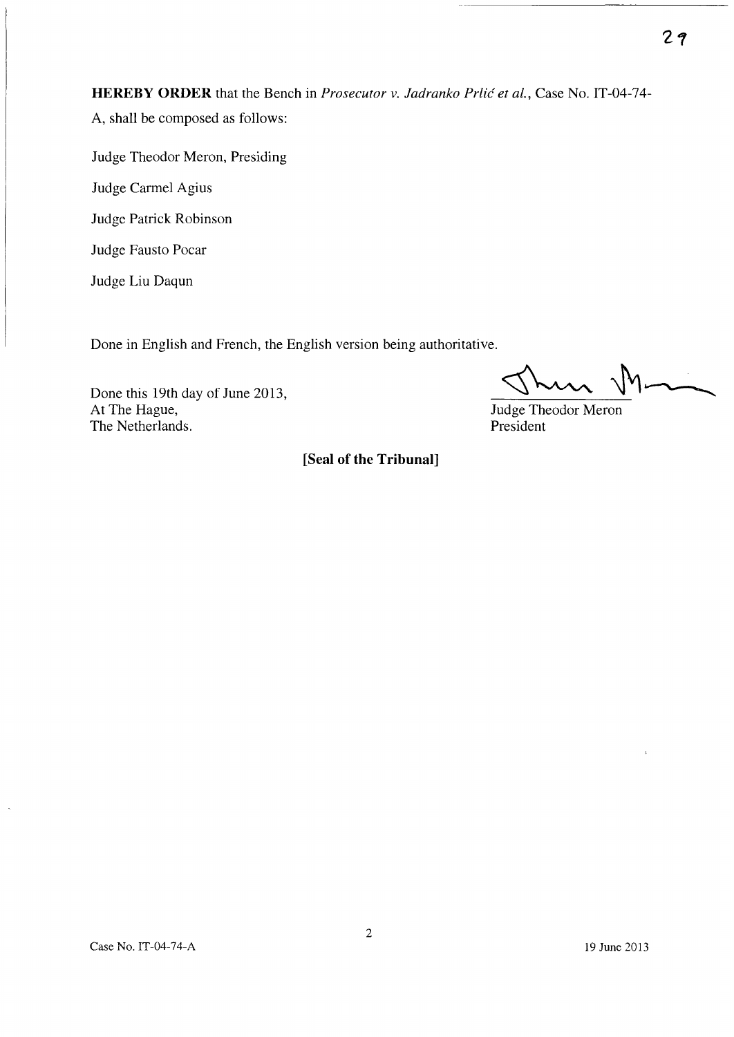**HEREBY ORDER** that the Bench in *Prosecutor v. Jadranko Prlić et al.*, Case No. IT-04-74-A, shall be composed as follows:

Judge Theodor Meron, Presiding

Judge Carmel Agius

Judge Patrick Robinson

Judge Fausto Pocar

Judge Liu Daqun

Done in English and French, the English version being authoritative.

Done this 19th day of June 2013,
At The Hague,
The Netherlands.

Judge Theodor Meron
President

**[Seal of the Tribunal]**